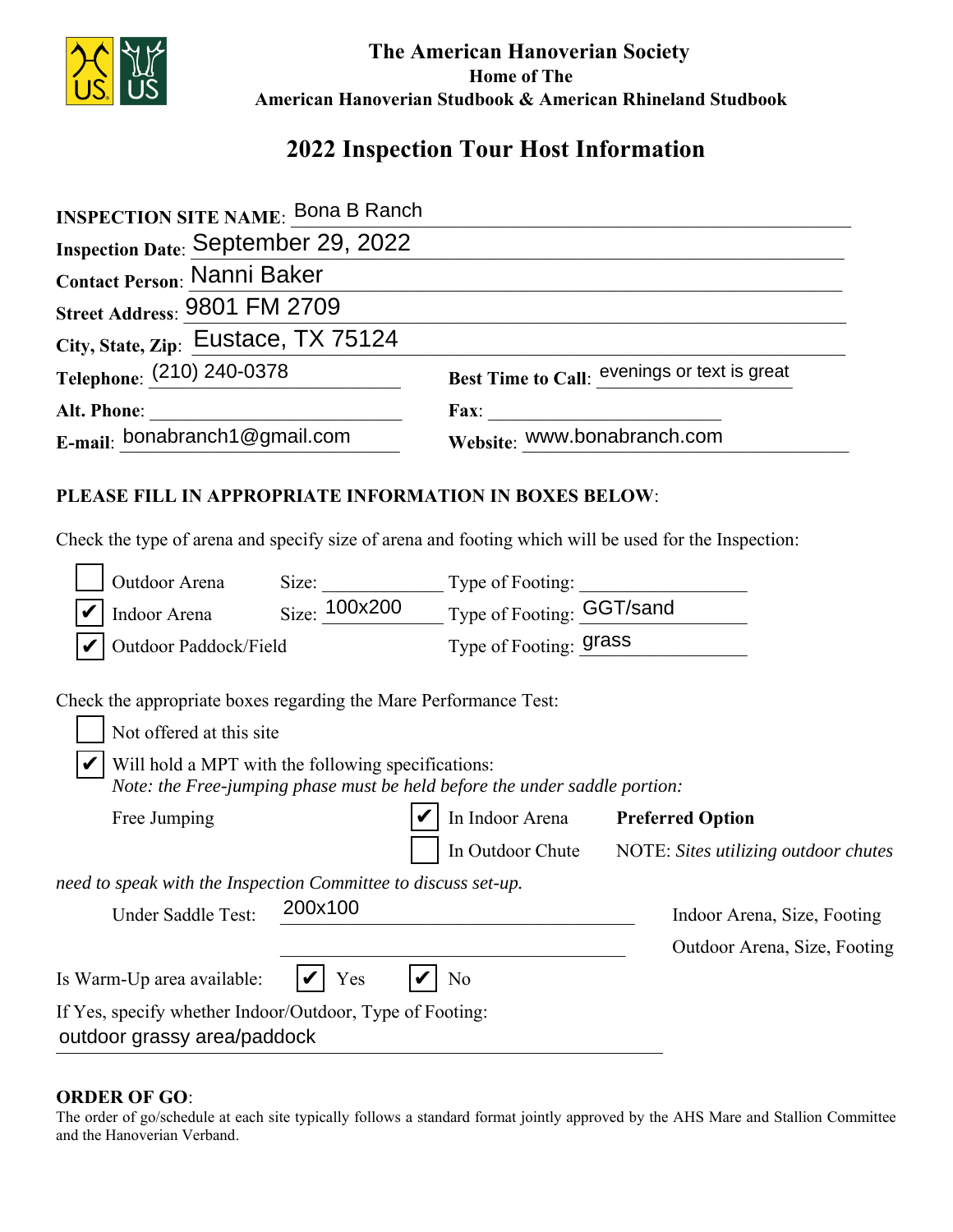**The American Hanoverian Society**
**Home of The**
**American Hanoverian Studbook & American Rhineland Studbook**

# 2022 Inspection Tour Host Information

**INSPECTION SITE NAME**: Bona B Ranch

**Inspection Date**: September 29, 2022

**Contact Person**: Nanni Baker

**Street Address**: 9801 FM 2709

**City, State, Zip**: Eustace, TX 75124

**Telephone**: (210) 240-0378 **Best Time to Call**: evenings or text is great

**Alt. Phone**: ____________ **Fax**: ____________

**E-mail**: bonabranch1@gmail.com **Website**: www.bonabranch.com

**PLEASE FILL IN APPROPRIATE INFORMATION IN BOXES BELOW**:

Check the type of arena and specify size of arena and footing which will be used for the Inspection:

- ☐ Outdoor Arena Size: ____________ Type of Footing: ____________
- ☑ Indoor Arena Size: 100x200 Type of Footing: GGT/sand
- ☑ Outdoor Paddock/Field Type of Footing: grass

Check the appropriate boxes regarding the Mare Performance Test:

- ☐ Not offered at this site
- ☑ Will hold a MPT with the following specifications:
  *Note: the Free-jumping phase must be held before the under saddle portion:*

Free Jumping ☑ In Indoor Arena **Preferred Option**
☐ In Outdoor Chute NOTE: *Sites utilizing outdoor chutes need to speak with the Inspection Committee to discuss set-up.*

Under Saddle Test: 200x100 Indoor Arena, Size, Footing
____________ Outdoor Arena, Size, Footing

Is Warm-Up area available: ☑ Yes ☑ No

If Yes, specify whether Indoor/Outdoor, Type of Footing:
outdoor grassy area/paddock

**ORDER OF GO**:
The order of go/schedule at each site typically follows a standard format jointly approved by the AHS Mare and Stallion Committee and the Hanoverian Verband.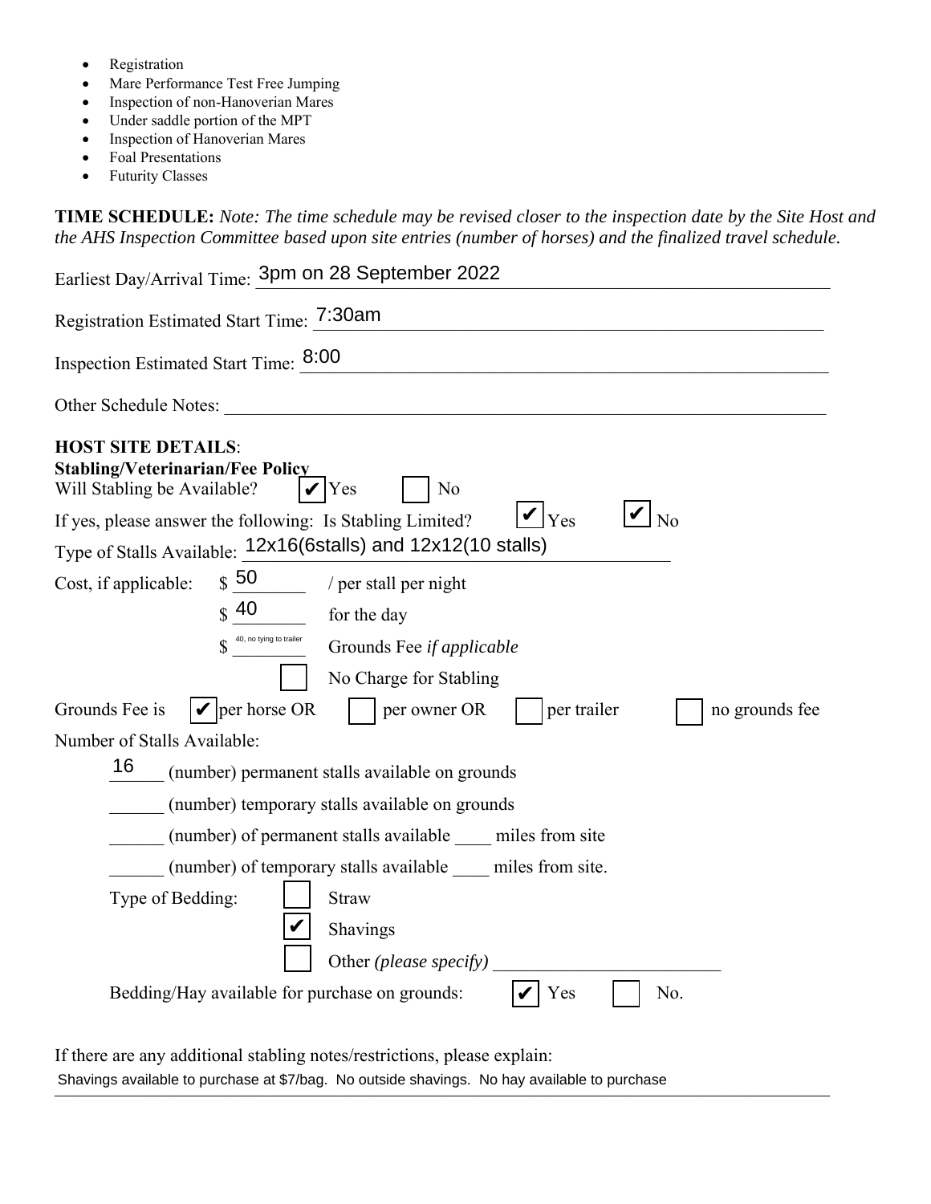- Registration
- Mare Performance Test Free Jumping
- Inspection of non-Hanoverian Mares
- Under saddle portion of the MPT
- Inspection of Hanoverian Mares
- Foal Presentations
- Futurity Classes

**TIME SCHEDULE:** *Note: The time schedule may be revised closer to the inspection date by the Site Host and the AHS Inspection Committee based upon site entries (number of horses) and the finalized travel schedule.*

Earliest Day/Arrival Time: 3pm on 28 September 2022

Registration Estimated Start Time: 7:30am

Inspection Estimated Start Time: 8:00

Other Schedule Notes: \_\_\_\_\_\_\_\_\_\_

**HOST SITE DETAILS**:

**Stabling/Veterinarian/Fee Policy**

Will Stabling be Available? ☑ Yes ☐ No

If yes, please answer the following: Is Stabling Limited? ☑ Yes ☑ No

Type of Stalls Available: 12x16(6stalls) and 12x12(10 stalls)

Cost, if applicable: $ 50 / per stall per night

$ 40 for the day

$ 40, no tying to trailer Grounds Fee *if applicable*

☐ No Charge for Stabling

Grounds Fee is ☑ per horse OR ☐ per owner OR ☐ per trailer ☐ no grounds fee

Number of Stalls Available:

16 (number) permanent stalls available on grounds

\_\_\_\_\_\_ (number) temporary stalls available on grounds

\_\_\_\_\_\_ (number) of permanent stalls available \_\_\_\_ miles from site

\_\_\_\_\_\_ (number) of temporary stalls available \_\_\_\_ miles from site.

Type of Bedding: ☐ Straw

☑ Shavings

☐ Other *(please specify)* \_\_\_\_\_\_\_\_\_\_

Bedding/Hay available for purchase on grounds: ☑ Yes ☐ No.

If there are any additional stabling notes/restrictions, please explain:

Shavings available to purchase at $7/bag. No outside shavings. No hay available to purchase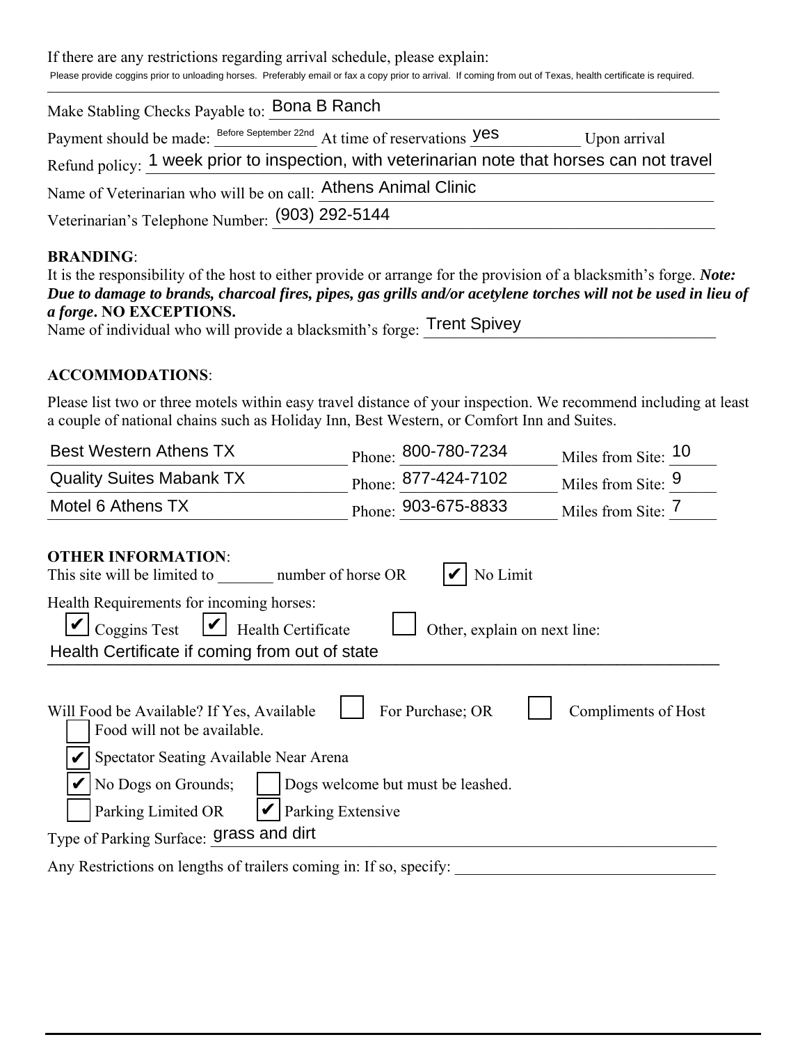If there are any restrictions regarding arrival schedule, please explain:

Please provide coggins prior to unloading horses. Preferably email or fax a copy prior to arrival. If coming from out of Texas, health certificate is required.

Make Stabling Checks Payable to: Bona B Ranch

Payment should be made: Before September 22nd At time of reservations yes Upon arrival

Refund policy: 1 week prior to inspection, with veterinarian note that horses can not travel

Name of Veterinarian who will be on call: Athens Animal Clinic

Veterinarian's Telephone Number: (903) 292-5144

**BRANDING**:

It is the responsibility of the host to either provide or arrange for the provision of a blacksmith's forge. ***Note: Due to damage to brands, charcoal fires, pipes, gas grills and/or acetylene torches will not be used in lieu of a forge*. NO EXCEPTIONS.**

Name of individual who will provide a blacksmith's forge: Trent Spivey

**ACCOMMODATIONS**:

Please list two or three motels within easy travel distance of your inspection. We recommend including at least a couple of national chains such as Holiday Inn, Best Western, or Comfort Inn and Suites.

| Motel | Phone | Miles from Site |
|---|---|---|
| Best Western Athens TX | 800-780-7234 | 10 |
| Quality Suites Mabank TX | 877-424-7102 | 9 |
| Motel 6 Athens TX | 903-675-8833 | 7 |

**OTHER INFORMATION**:

This site will be limited to _______ number of horse OR ☑ No Limit

Health Requirements for incoming horses:

☑ Coggins Test ☑ Health Certificate ☐ Other, explain on next line:

Health Certificate if coming from out of state

Will Food be Available? If Yes, Available ☐ For Purchase; OR ☐ Compliments of Host

☐ Food will not be available.

☑ Spectator Seating Available Near Arena

☑ No Dogs on Grounds; ☐ Dogs welcome but must be leashed.

☐ Parking Limited OR ☑ Parking Extensive

Type of Parking Surface: grass and dirt

Any Restrictions on lengths of trailers coming in: If so, specify: ________________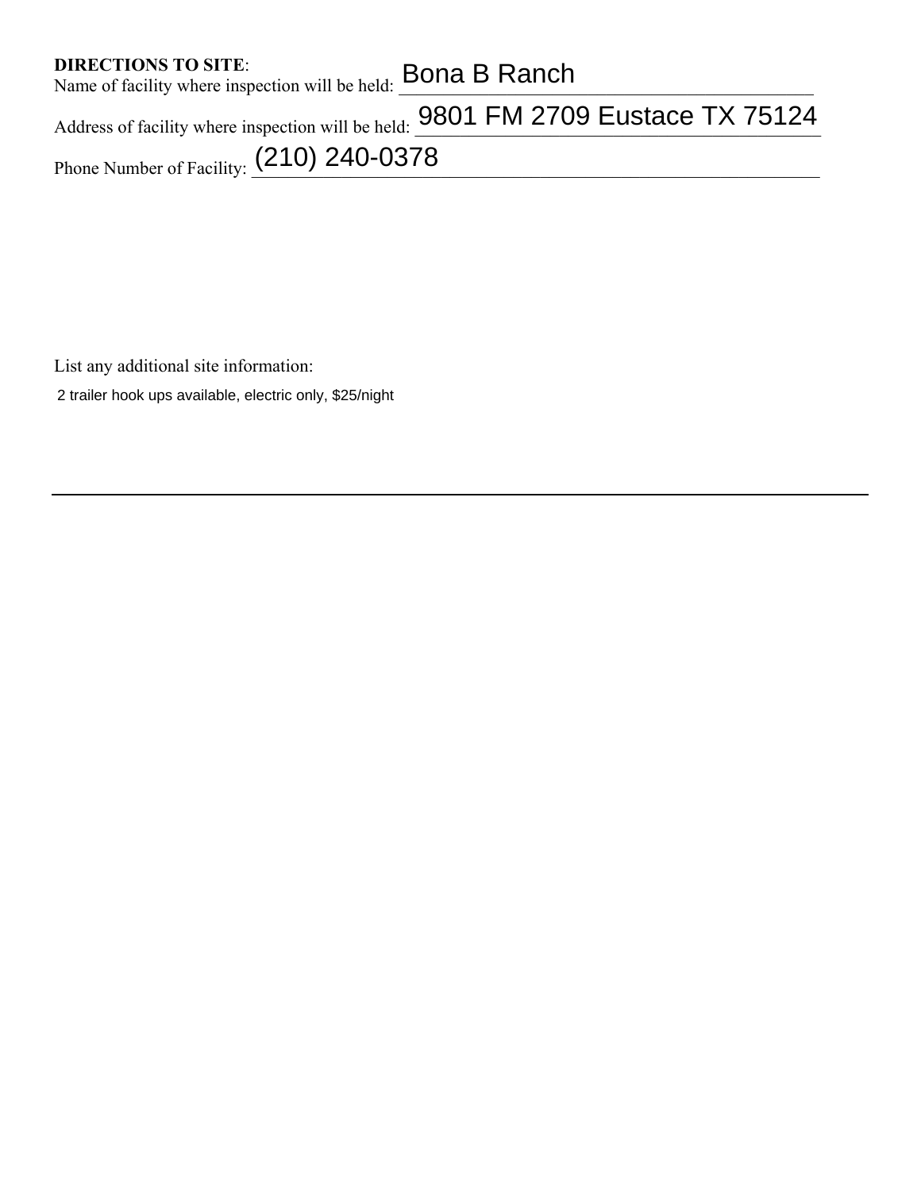**DIRECTIONS TO SITE**:

Name of facility where inspection will be held: Bona B Ranch

Address of facility where inspection will be held: 9801 FM 2709 Eustace TX 75124

Phone Number of Facility: (210) 240-0378

List any additional site information:

2 trailer hook ups available, electric only, $25/night